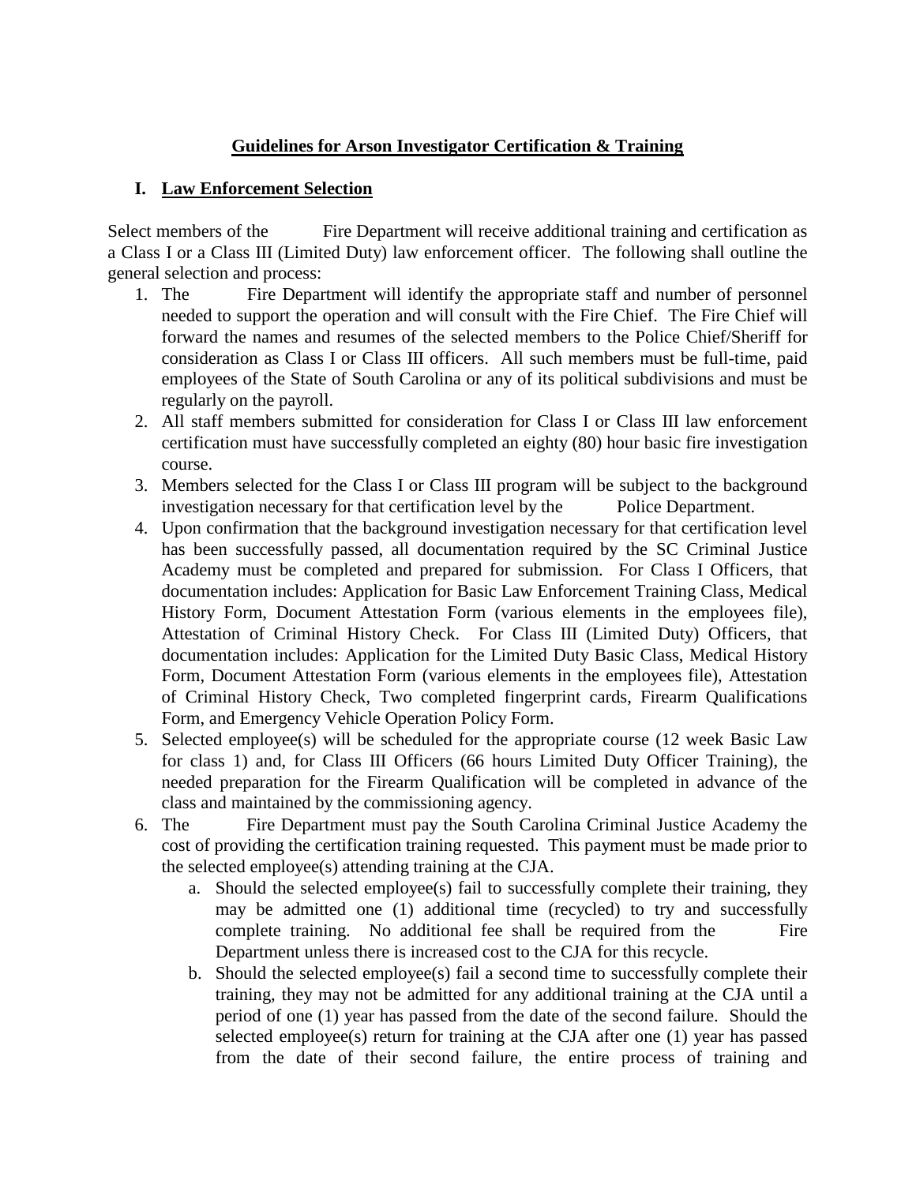## Guidelines for Arson Investigator Certification & Training

### I. Law Enforcement Selection

Select members of the Fire Department will receive additional training and certification as a Class I or a Class III (Limited Duty) law enforcement officer. The following shall outline the general selection and process:

1. The Fire Department will identify the appropriate staff and number of personnel needed to support the operation and will consult with the Fire Chief. The Fire Chief will forward the names and resumes of the selected members to the Police Chief/Sheriff for consideration as Class I or Class III officers. All such members must be full-time, paid employees of the State of South Carolina or any of its political subdivisions and must be regularly on the payroll.
2. All staff members submitted for consideration for Class I or Class III law enforcement certification must have successfully completed an eighty (80) hour basic fire investigation course.
3. Members selected for the Class I or Class III program will be subject to the background investigation necessary for that certification level by the Police Department.
4. Upon confirmation that the background investigation necessary for that certification level has been successfully passed, all documentation required by the SC Criminal Justice Academy must be completed and prepared for submission. For Class I Officers, that documentation includes: Application for Basic Law Enforcement Training Class, Medical History Form, Document Attestation Form (various elements in the employees file), Attestation of Criminal History Check. For Class III (Limited Duty) Officers, that documentation includes: Application for the Limited Duty Basic Class, Medical History Form, Document Attestation Form (various elements in the employees file), Attestation of Criminal History Check, Two completed fingerprint cards, Firearm Qualifications Form, and Emergency Vehicle Operation Policy Form.
5. Selected employee(s) will be scheduled for the appropriate course (12 week Basic Law for class 1) and, for Class III Officers (66 hours Limited Duty Officer Training), the needed preparation for the Firearm Qualification will be completed in advance of the class and maintained by the commissioning agency.
6. The Fire Department must pay the South Carolina Criminal Justice Academy the cost of providing the certification training requested. This payment must be made prior to the selected employee(s) attending training at the CJA.
   a. Should the selected employee(s) fail to successfully complete their training, they may be admitted one (1) additional time (recycled) to try and successfully complete training. No additional fee shall be required from the Fire Department unless there is increased cost to the CJA for this recycle.
   b. Should the selected employee(s) fail a second time to successfully complete their training, they may not be admitted for any additional training at the CJA until a period of one (1) year has passed from the date of the second failure. Should the selected employee(s) return for training at the CJA after one (1) year has passed from the date of their second failure, the entire process of training and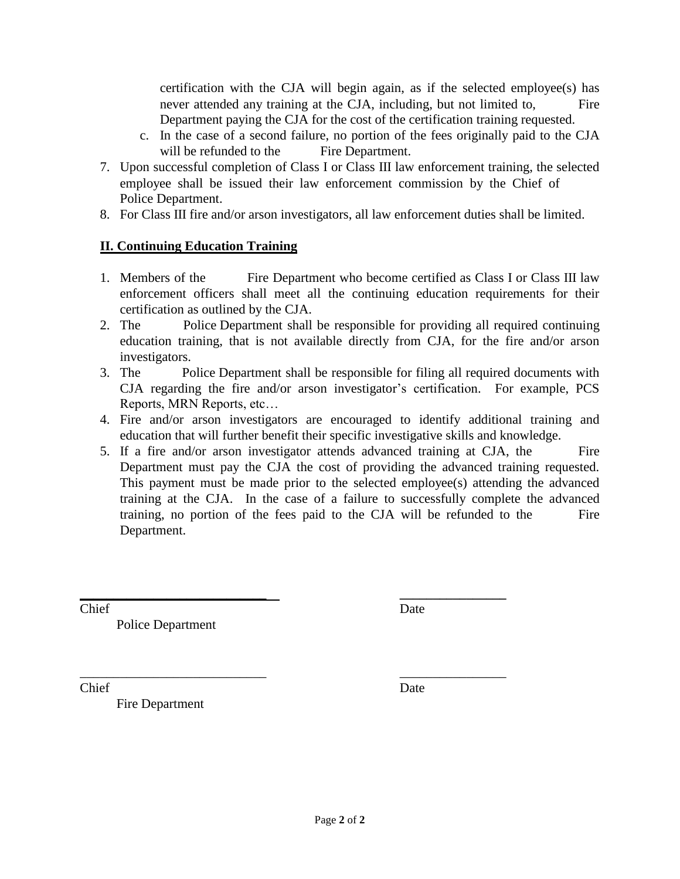certification with the CJA will begin again, as if the selected employee(s) has never attended any training at the CJA, including, but not limited to, Fire Department paying the CJA for the cost of the certification training requested.

   c. In the case of a second failure, no portion of the fees originally paid to the CJA will be refunded to the Fire Department.

7. Upon successful completion of Class I or Class III law enforcement training, the selected employee shall be issued their law enforcement commission by the Chief of Police Department.
8. For Class III fire and/or arson investigators, all law enforcement duties shall be limited.

## <u>II. Continuing Education Training</u>

1. Members of the Fire Department who become certified as Class I or Class III law enforcement officers shall meet all the continuing education requirements for their certification as outlined by the CJA.
2. The Police Department shall be responsible for providing all required continuing education training, that is not available directly from CJA, for the fire and/or arson investigators.
3. The Police Department shall be responsible for filing all required documents with CJA regarding the fire and/or arson investigator's certification. For example, PCS Reports, MRN Reports, etc…
4. Fire and/or arson investigators are encouraged to identify additional training and education that will further benefit their specific investigative skills and knowledge.
5. If a fire and/or arson investigator attends advanced training at CJA, the Fire Department must pay the CJA the cost of providing the advanced training requested. This payment must be made prior to the selected employee(s) attending the advanced training at the CJA. In the case of a failure to successfully complete the advanced training, no portion of the fees paid to the CJA will be refunded to the Fire Department.

____________________________ ________________

Chief Date

Police Department

____________________________ ________________

Chief Date

Fire Department